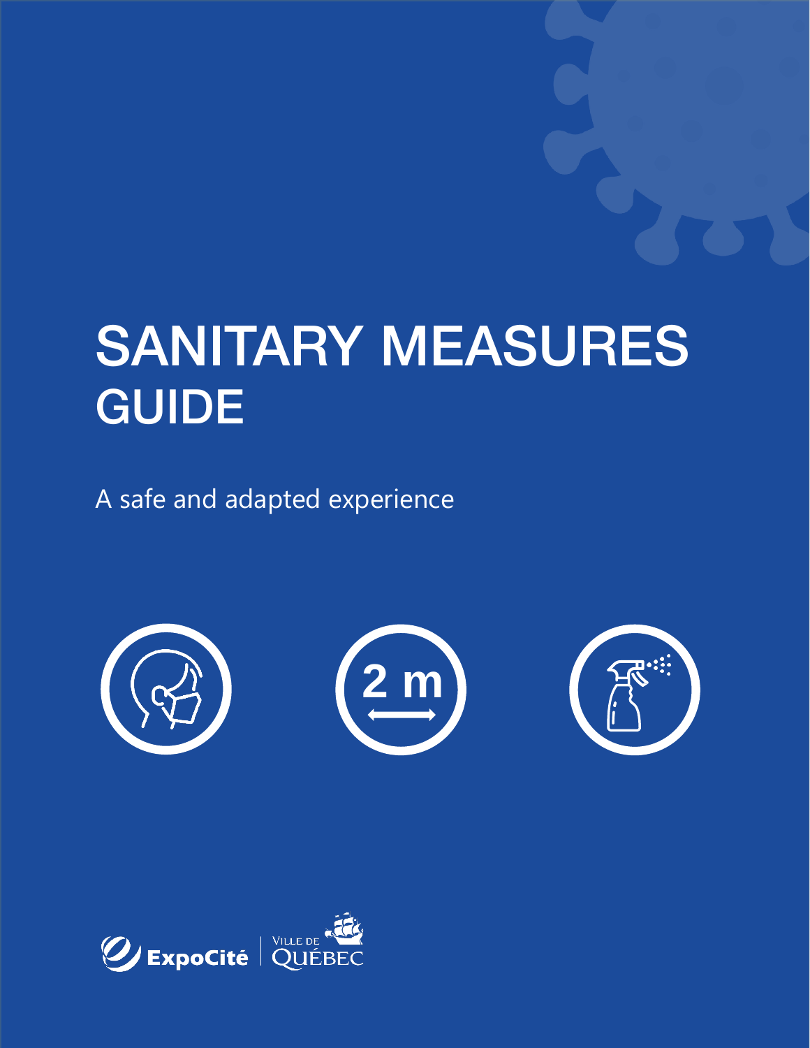# SANITARY MEASURES GUIDE

A safe and adapted experience

2 m

ExpoCité | Ville de Québec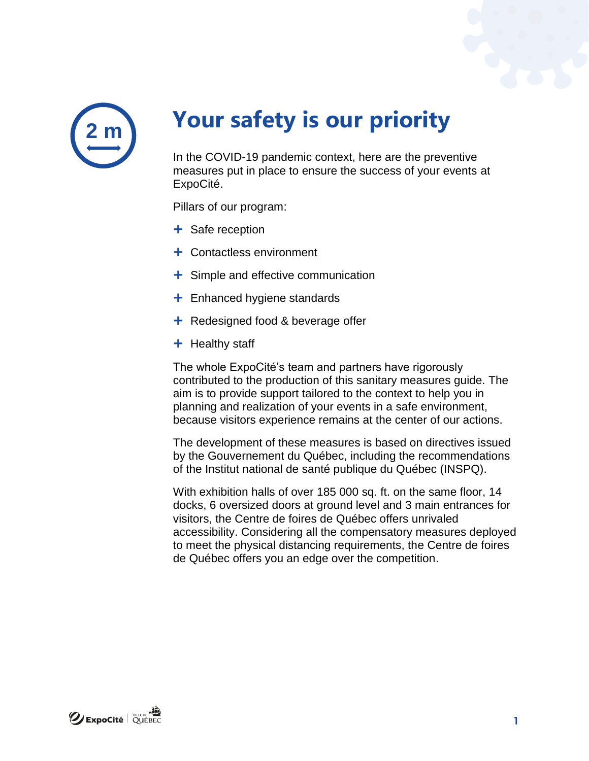# Your safety is our priority

In the COVID-19 pandemic context, here are the preventive measures put in place to ensure the success of your events at ExpoCité.

Pillars of our program:

+ Safe reception
+ Contactless environment
+ Simple and effective communication
+ Enhanced hygiene standards
+ Redesigned food & beverage offer
+ Healthy staff

The whole ExpoCité's team and partners have rigorously contributed to the production of this sanitary measures guide. The aim is to provide support tailored to the context to help you in planning and realization of your events in a safe environment, because visitors experience remains at the center of our actions.

The development of these measures is based on directives issued by the Gouvernement du Québec, including the recommendations of the Institut national de santé publique du Québec (INSPQ).

With exhibition halls of over 185 000 sq. ft. on the same floor, 14 docks, 6 oversized doors at ground level and 3 main entrances for visitors, the Centre de foires de Québec offers unrivaled accessibility. Considering all the compensatory measures deployed to meet the physical distancing requirements, the Centre de foires de Québec offers you an edge over the competition.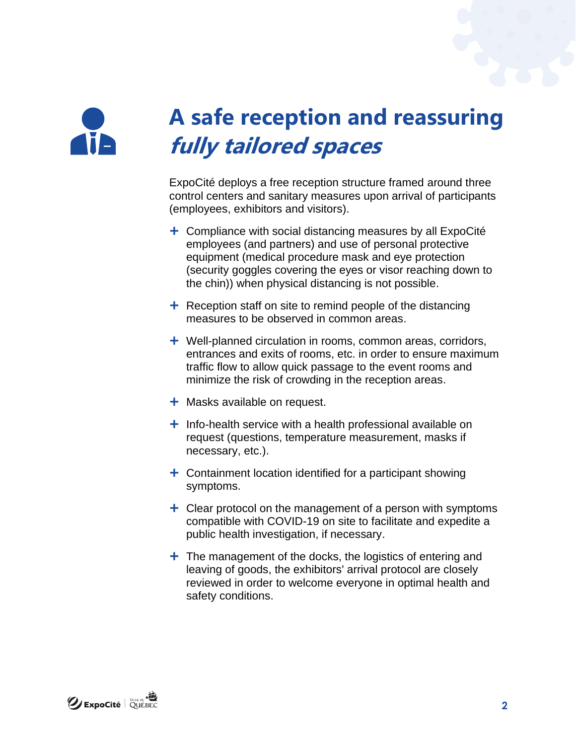# A safe reception and reassuring *fully tailored spaces*

ExpoCité deploys a free reception structure framed around three control centers and sanitary measures upon arrival of participants (employees, exhibitors and visitors).

+ Compliance with social distancing measures by all ExpoCité employees (and partners) and use of personal protective equipment (medical procedure mask and eye protection (security goggles covering the eyes or visor reaching down to the chin)) when physical distancing is not possible.
+ Reception staff on site to remind people of the distancing measures to be observed in common areas.
+ Well-planned circulation in rooms, common areas, corridors, entrances and exits of rooms, etc. in order to ensure maximum traffic flow to allow quick passage to the event rooms and minimize the risk of crowding in the reception areas.
+ Masks available on request.
+ Info-health service with a health professional available on request (questions, temperature measurement, masks if necessary, etc.).
+ Containment location identified for a participant showing symptoms.
+ Clear protocol on the management of a person with symptoms compatible with COVID-19 on site to facilitate and expedite a public health investigation, if necessary.
+ The management of the docks, the logistics of entering and leaving of goods, the exhibitors' arrival protocol are closely reviewed in order to welcome everyone in optimal health and safety conditions.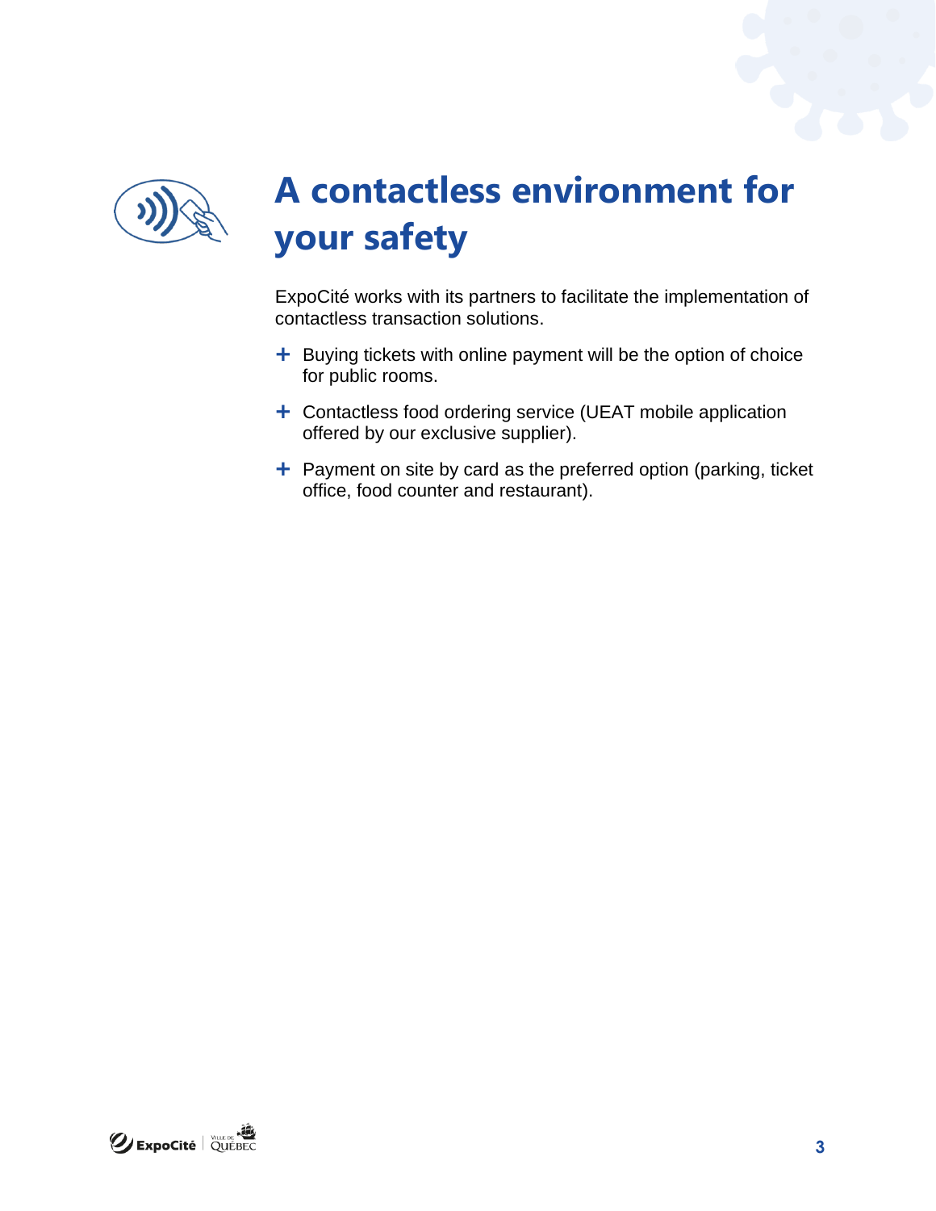# A contactless environment for your safety

ExpoCité works with its partners to facilitate the implementation of contactless transaction solutions.

+ Buying tickets with online payment will be the option of choice for public rooms.
+ Contactless food ordering service (UEAT mobile application offered by our exclusive supplier).
+ Payment on site by card as the preferred option (parking, ticket office, food counter and restaurant).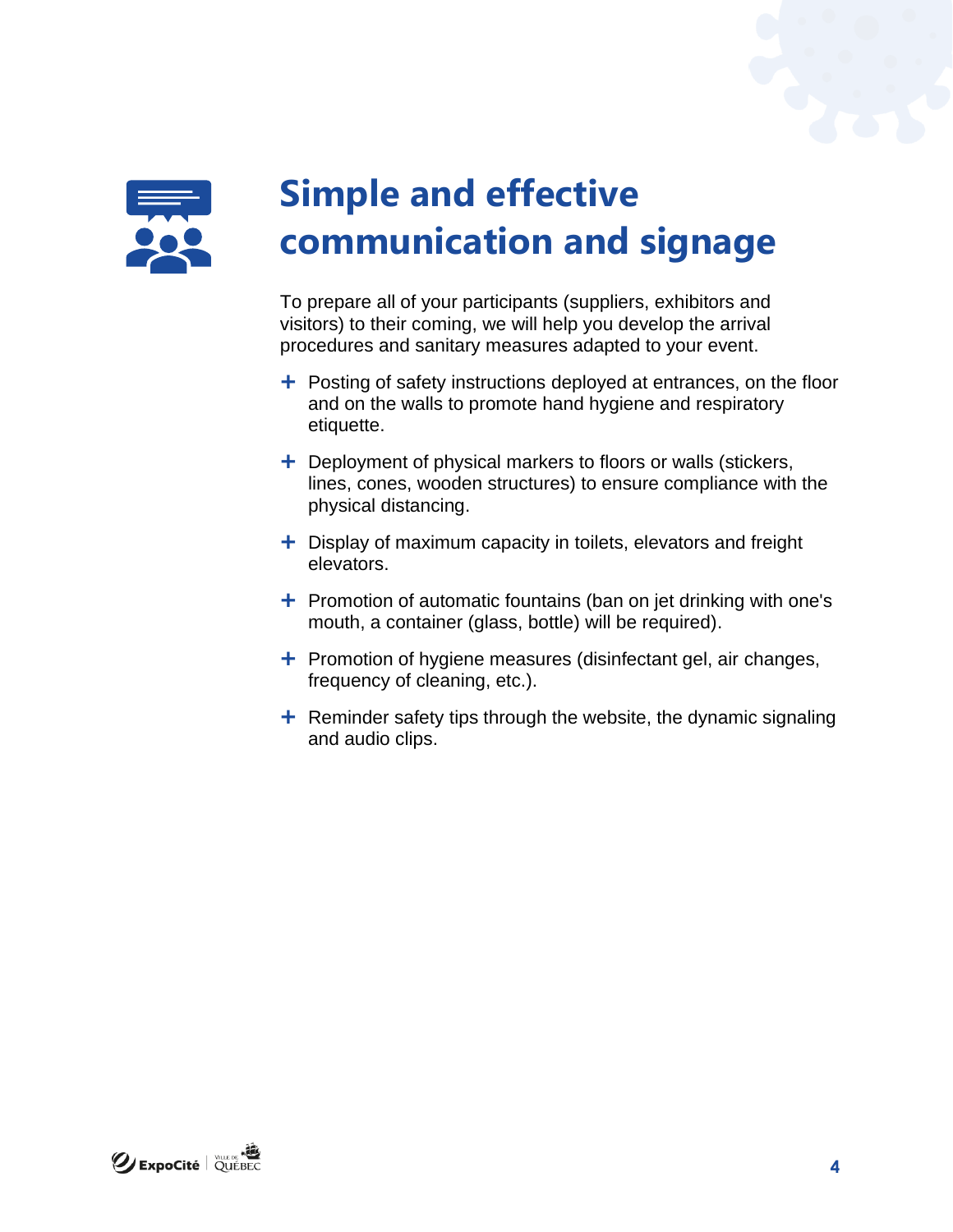# Simple and effective communication and signage

To prepare all of your participants (suppliers, exhibitors and visitors) to their coming, we will help you develop the arrival procedures and sanitary measures adapted to your event.

+ Posting of safety instructions deployed at entrances, on the floor and on the walls to promote hand hygiene and respiratory etiquette.
+ Deployment of physical markers to floors or walls (stickers, lines, cones, wooden structures) to ensure compliance with the physical distancing.
+ Display of maximum capacity in toilets, elevators and freight elevators.
+ Promotion of automatic fountains (ban on jet drinking with one's mouth, a container (glass, bottle) will be required).
+ Promotion of hygiene measures (disinfectant gel, air changes, frequency of cleaning, etc.).
+ Reminder safety tips through the website, the dynamic signaling and audio clips.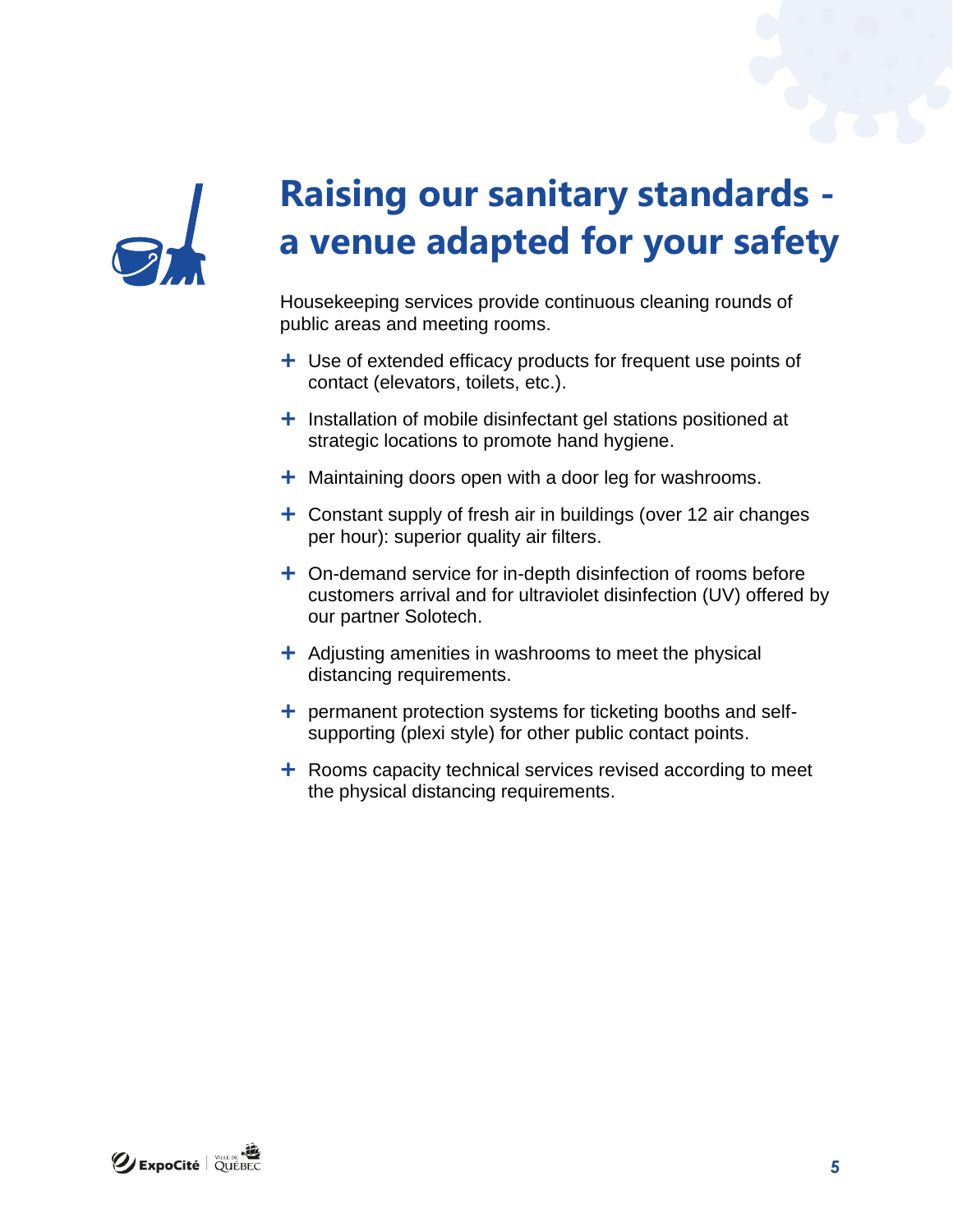# Raising our sanitary standards - a venue adapted for your safety

Housekeeping services provide continuous cleaning rounds of public areas and meeting rooms.

- Use of extended efficacy products for frequent use points of contact (elevators, toilets, etc.).
- Installation of mobile disinfectant gel stations positioned at strategic locations to promote hand hygiene.
- Maintaining doors open with a door leg for washrooms.
- Constant supply of fresh air in buildings (over 12 air changes per hour): superior quality air filters.
- On-demand service for in-depth disinfection of rooms before customers arrival and for ultraviolet disinfection (UV) offered by our partner Solotech.
- Adjusting amenities in washrooms to meet the physical distancing requirements.
- permanent protection systems for ticketing booths and self-supporting (plexi style) for other public contact points.
- Rooms capacity technical services revised according to meet the physical distancing requirements.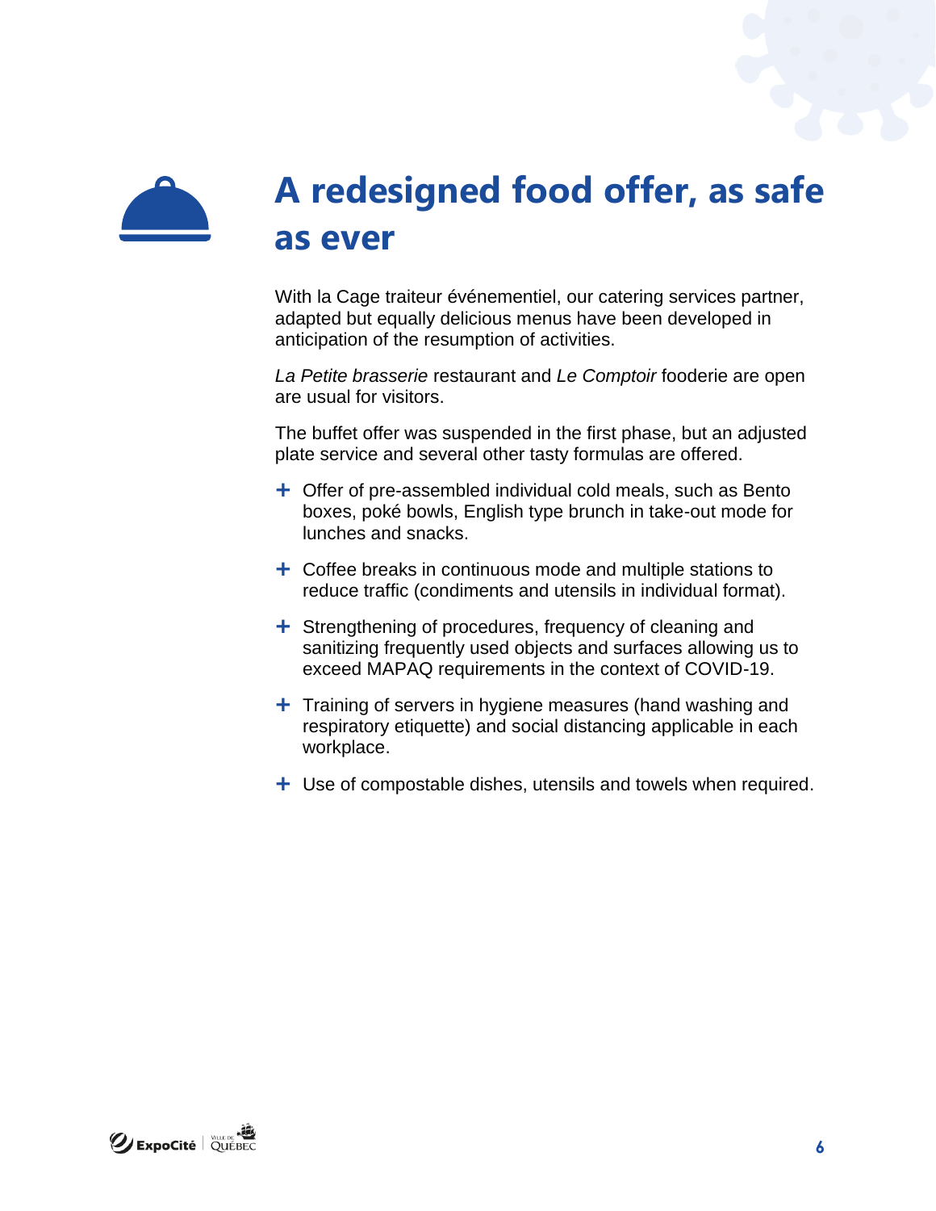# A redesigned food offer, as safe as ever

With la Cage traiteur événementiel, our catering services partner, adapted but equally delicious menus have been developed in anticipation of the resumption of activities.

*La Petite brasserie* restaurant and *Le Comptoir* fooderie are open are usual for visitors.

The buffet offer was suspended in the first phase, but an adjusted plate service and several other tasty formulas are offered.

- Offer of pre-assembled individual cold meals, such as Bento boxes, poké bowls, English type brunch in take-out mode for lunches and snacks.
- Coffee breaks in continuous mode and multiple stations to reduce traffic (condiments and utensils in individual format).
- Strengthening of procedures, frequency of cleaning and sanitizing frequently used objects and surfaces allowing us to exceed MAPAQ requirements in the context of COVID-19.
- Training of servers in hygiene measures (hand washing and respiratory etiquette) and social distancing applicable in each workplace.
- Use of compostable dishes, utensils and towels when required.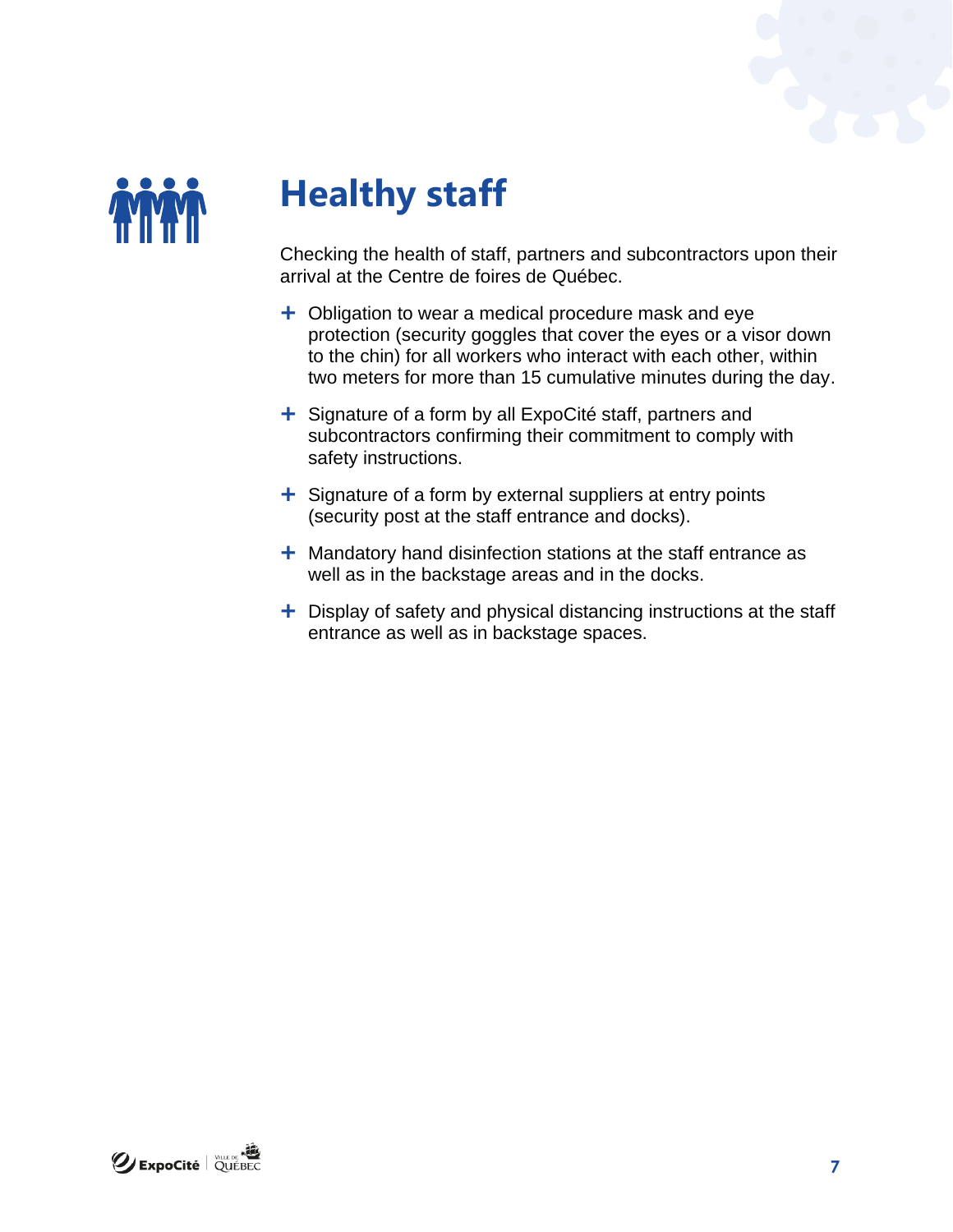# Healthy staff

Checking the health of staff, partners and subcontractors upon their arrival at the Centre de foires de Québec.

- Obligation to wear a medical procedure mask and eye protection (security goggles that cover the eyes or a visor down to the chin) for all workers who interact with each other, within two meters for more than 15 cumulative minutes during the day.
- Signature of a form by all ExpoCité staff, partners and subcontractors confirming their commitment to comply with safety instructions.
- Signature of a form by external suppliers at entry points (security post at the staff entrance and docks).
- Mandatory hand disinfection stations at the staff entrance as well as in the backstage areas and in the docks.
- Display of safety and physical distancing instructions at the staff entrance as well as in backstage spaces.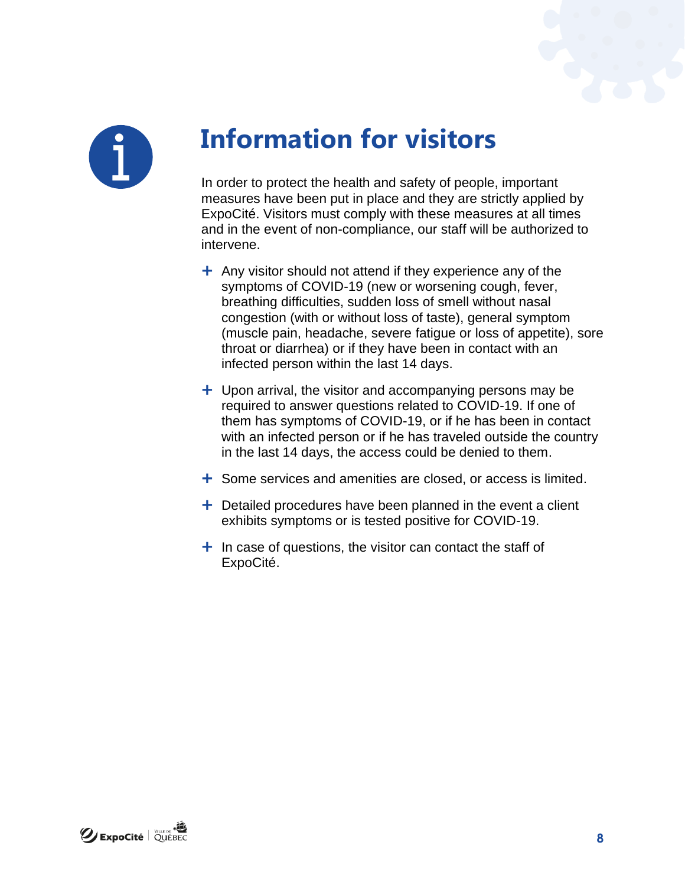# Information for visitors

In order to protect the health and safety of people, important measures have been put in place and they are strictly applied by ExpoCité. Visitors must comply with these measures at all times and in the event of non-compliance, our staff will be authorized to intervene.

- Any visitor should not attend if they experience any of the symptoms of COVID-19 (new or worsening cough, fever, breathing difficulties, sudden loss of smell without nasal congestion (with or without loss of taste), general symptom (muscle pain, headache, severe fatigue or loss of appetite), sore throat or diarrhea) or if they have been in contact with an infected person within the last 14 days.
- Upon arrival, the visitor and accompanying persons may be required to answer questions related to COVID-19. If one of them has symptoms of COVID-19, or if he has been in contact with an infected person or if he has traveled outside the country in the last 14 days, the access could be denied to them.
- Some services and amenities are closed, or access is limited.
- Detailed procedures have been planned in the event a client exhibits symptoms or is tested positive for COVID-19.
- In case of questions, the visitor can contact the staff of ExpoCité.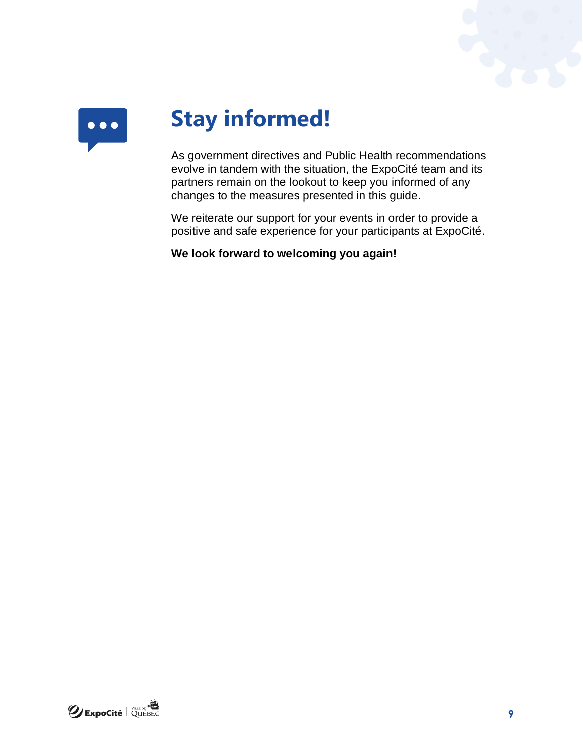# Stay informed!

As government directives and Public Health recommendations evolve in tandem with the situation, the ExpoCité team and its partners remain on the lookout to keep you informed of any changes to the measures presented in this guide.

We reiterate our support for your events in order to provide a positive and safe experience for your participants at ExpoCité.

**We look forward to welcoming you again!**